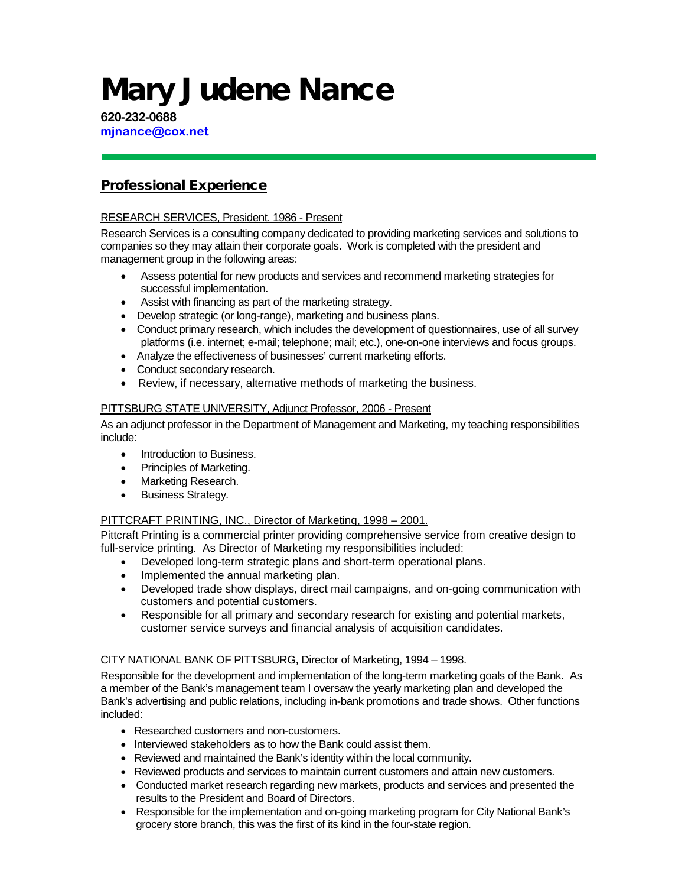# Mary Judene Nance

**620-232-0688**
**mjnance@cox.net**

---

## Professional Experience

RESEARCH SERVICES, President. 1986 - Present

Research Services is a consulting company dedicated to providing marketing services and solutions to companies so they may attain their corporate goals. Work is completed with the president and management group in the following areas:

- Assess potential for new products and services and recommend marketing strategies for successful implementation.
- Assist with financing as part of the marketing strategy.
- Develop strategic (or long-range), marketing and business plans.
- Conduct primary research, which includes the development of questionnaires, use of all survey platforms (i.e. internet; e-mail; telephone; mail; etc.), one-on-one interviews and focus groups.
- Analyze the effectiveness of businesses' current marketing efforts.
- Conduct secondary research.
- Review, if necessary, alternative methods of marketing the business.

PITTSBURG STATE UNIVERSITY, Adjunct Professor, 2006 - Present

As an adjunct professor in the Department of Management and Marketing, my teaching responsibilities include:

- Introduction to Business.
- Principles of Marketing.
- Marketing Research.
- Business Strategy.

PITTCRAFT PRINTING, INC., Director of Marketing, 1998 – 2001.

Pittcraft Printing is a commercial printer providing comprehensive service from creative design to full-service printing. As Director of Marketing my responsibilities included:

- Developed long-term strategic plans and short-term operational plans.
- Implemented the annual marketing plan.
- Developed trade show displays, direct mail campaigns, and on-going communication with customers and potential customers.
- Responsible for all primary and secondary research for existing and potential markets, customer service surveys and financial analysis of acquisition candidates.

CITY NATIONAL BANK OF PITTSBURG, Director of Marketing, 1994 – 1998.

Responsible for the development and implementation of the long-term marketing goals of the Bank. As a member of the Bank's management team I oversaw the yearly marketing plan and developed the Bank's advertising and public relations, including in-bank promotions and trade shows. Other functions included:

- Researched customers and non-customers.
- Interviewed stakeholders as to how the Bank could assist them.
- Reviewed and maintained the Bank's identity within the local community.
- Reviewed products and services to maintain current customers and attain new customers.
- Conducted market research regarding new markets, products and services and presented the results to the President and Board of Directors.
- Responsible for the implementation and on-going marketing program for City National Bank's grocery store branch, this was the first of its kind in the four-state region.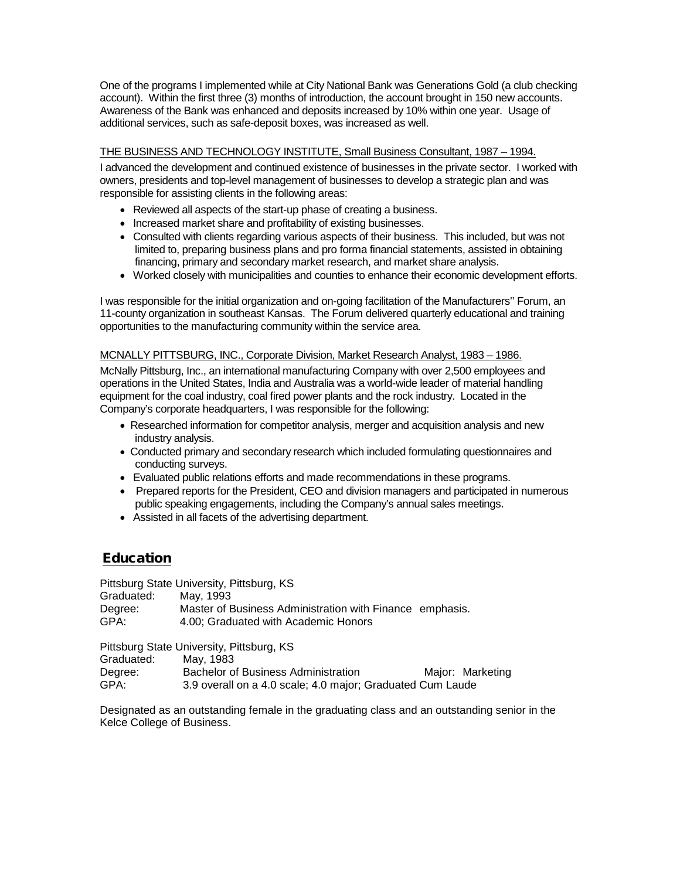One of the programs I implemented while at City National Bank was Generations Gold (a club checking account). Within the first three (3) months of introduction, the account brought in 150 new accounts. Awareness of the Bank was enhanced and deposits increased by 10% within one year. Usage of additional services, such as safe-deposit boxes, was increased as well.

<u>THE BUSINESS AND TECHNOLOGY INSTITUTE, Small Business Consultant, 1987 – 1994.</u>

I advanced the development and continued existence of businesses in the private sector. I worked with owners, presidents and top-level management of businesses to develop a strategic plan and was responsible for assisting clients in the following areas:

- Reviewed all aspects of the start-up phase of creating a business.
- Increased market share and profitability of existing businesses.
- Consulted with clients regarding various aspects of their business. This included, but was not limited to, preparing business plans and pro forma financial statements, assisted in obtaining financing, primary and secondary market research, and market share analysis.
- Worked closely with municipalities and counties to enhance their economic development efforts.

I was responsible for the initial organization and on-going facilitation of the Manufacturers'' Forum, an 11-county organization in southeast Kansas. The Forum delivered quarterly educational and training opportunities to the manufacturing community within the service area.

<u>MCNALLY PITTSBURG, INC., Corporate Division, Market Research Analyst, 1983 – 1986.</u>

McNally Pittsburg, Inc., an international manufacturing Company with over 2,500 employees and operations in the United States, India and Australia was a world-wide leader of material handling equipment for the coal industry, coal fired power plants and the rock industry. Located in the Company's corporate headquarters, I was responsible for the following:

- Researched information for competitor analysis, merger and acquisition analysis and new industry analysis.
- Conducted primary and secondary research which included formulating questionnaires and conducting surveys.
- Evaluated public relations efforts and made recommendations in these programs.
- Prepared reports for the President, CEO and division managers and participated in numerous public speaking engagements, including the Company's annual sales meetings.
- Assisted in all facets of the advertising department.

## Education

Pittsburg State University, Pittsburg, KS
Graduated: May, 1993
Degree: Master of Business Administration with Finance emphasis.
GPA: 4.00; Graduated with Academic Honors

Pittsburg State University, Pittsburg, KS
Graduated: May, 1983
Degree: Bachelor of Business Administration Major: Marketing
GPA: 3.9 overall on a 4.0 scale; 4.0 major; Graduated Cum Laude

Designated as an outstanding female in the graduating class and an outstanding senior in the Kelce College of Business.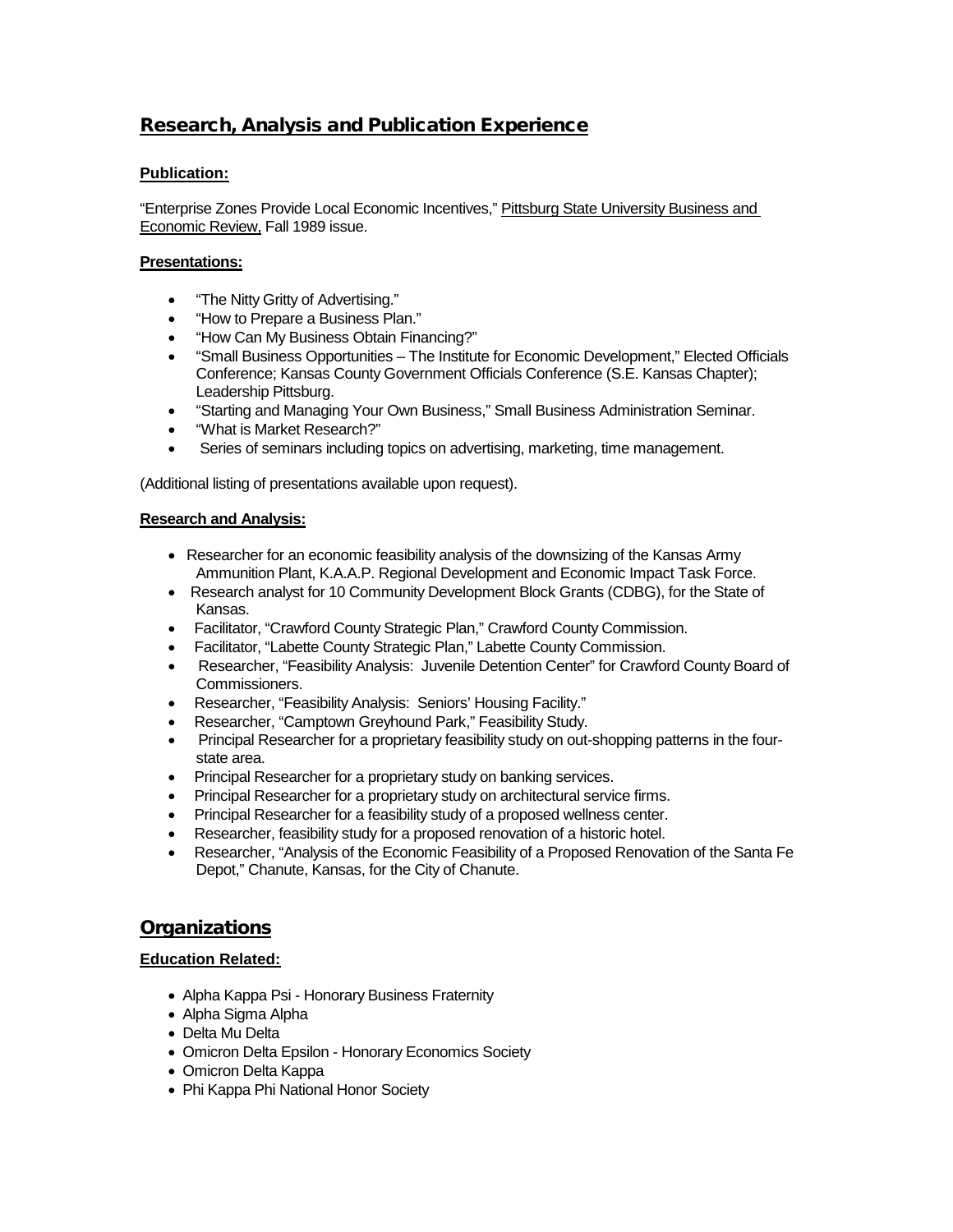## Research, Analysis and Publication Experience

### Publication:

"Enterprise Zones Provide Local Economic Incentives," Pittsburg State University Business and Economic Review, Fall 1989 issue.

### Presentations:

- "The Nitty Gritty of Advertising."
- "How to Prepare a Business Plan."
- "How Can My Business Obtain Financing?"
- "Small Business Opportunities – The Institute for Economic Development," Elected Officials Conference; Kansas County Government Officials Conference (S.E. Kansas Chapter); Leadership Pittsburg.
- "Starting and Managing Your Own Business," Small Business Administration Seminar.
- "What is Market Research?"
- Series of seminars including topics on advertising, marketing, time management.

(Additional listing of presentations available upon request).

### Research and Analysis:

- Researcher for an economic feasibility analysis of the downsizing of the Kansas Army Ammunition Plant, K.A.A.P. Regional Development and Economic Impact Task Force.
- Research analyst for 10 Community Development Block Grants (CDBG), for the State of Kansas.
- Facilitator, "Crawford County Strategic Plan," Crawford County Commission.
- Facilitator, "Labette County Strategic Plan," Labette County Commission.
- Researcher, "Feasibility Analysis: Juvenile Detention Center" for Crawford County Board of Commissioners.
- Researcher, "Feasibility Analysis: Seniors' Housing Facility."
- Researcher, "Camptown Greyhound Park," Feasibility Study.
- Principal Researcher for a proprietary feasibility study on out-shopping patterns in the four-state area.
- Principal Researcher for a proprietary study on banking services.
- Principal Researcher for a proprietary study on architectural service firms.
- Principal Researcher for a feasibility study of a proposed wellness center.
- Researcher, feasibility study for a proposed renovation of a historic hotel.
- Researcher, "Analysis of the Economic Feasibility of a Proposed Renovation of the Santa Fe Depot," Chanute, Kansas, for the City of Chanute.

## Organizations

### Education Related:

- Alpha Kappa Psi - Honorary Business Fraternity
- Alpha Sigma Alpha
- Delta Mu Delta
- Omicron Delta Epsilon - Honorary Economics Society
- Omicron Delta Kappa
- Phi Kappa Phi National Honor Society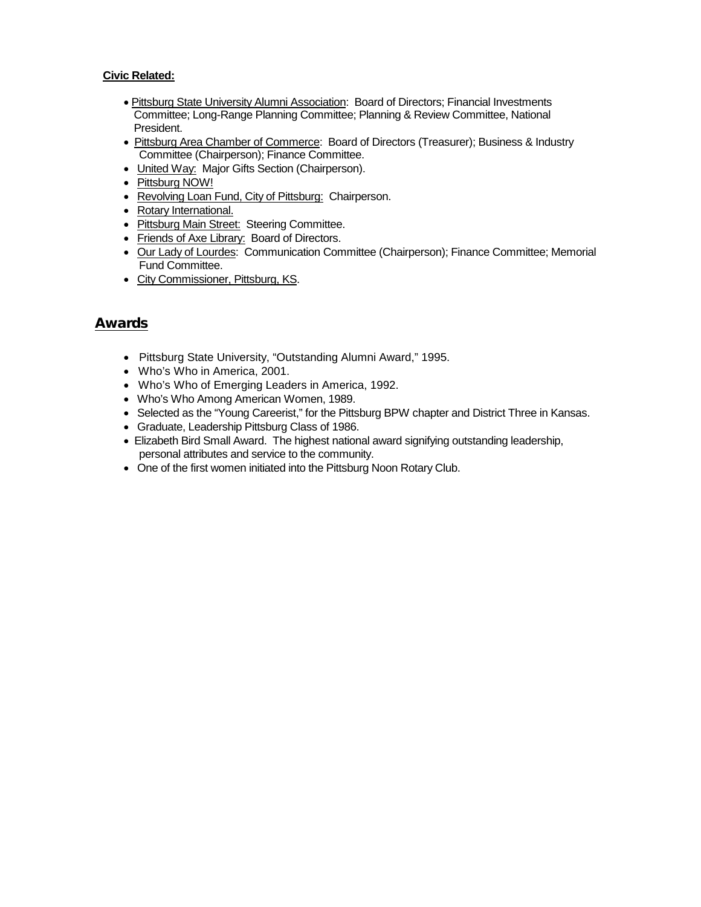**Civic Related:**

- Pittsburg State University Alumni Association: Board of Directors; Financial Investments Committee; Long-Range Planning Committee; Planning & Review Committee, National President.
- Pittsburg Area Chamber of Commerce: Board of Directors (Treasurer); Business & Industry Committee (Chairperson); Finance Committee.
- United Way: Major Gifts Section (Chairperson).
- Pittsburg NOW!
- Revolving Loan Fund, City of Pittsburg: Chairperson.
- Rotary International.
- Pittsburg Main Street: Steering Committee.
- Friends of Axe Library: Board of Directors.
- Our Lady of Lourdes: Communication Committee (Chairperson); Finance Committee; Memorial Fund Committee.
- City Commissioner, Pittsburg, KS.

## Awards

- Pittsburg State University, "Outstanding Alumni Award," 1995.
- Who's Who in America, 2001.
- Who's Who of Emerging Leaders in America, 1992.
- Who's Who Among American Women, 1989.
- Selected as the "Young Careerist," for the Pittsburg BPW chapter and District Three in Kansas.
- Graduate, Leadership Pittsburg Class of 1986.
- Elizabeth Bird Small Award. The highest national award signifying outstanding leadership, personal attributes and service to the community.
- One of the first women initiated into the Pittsburg Noon Rotary Club.